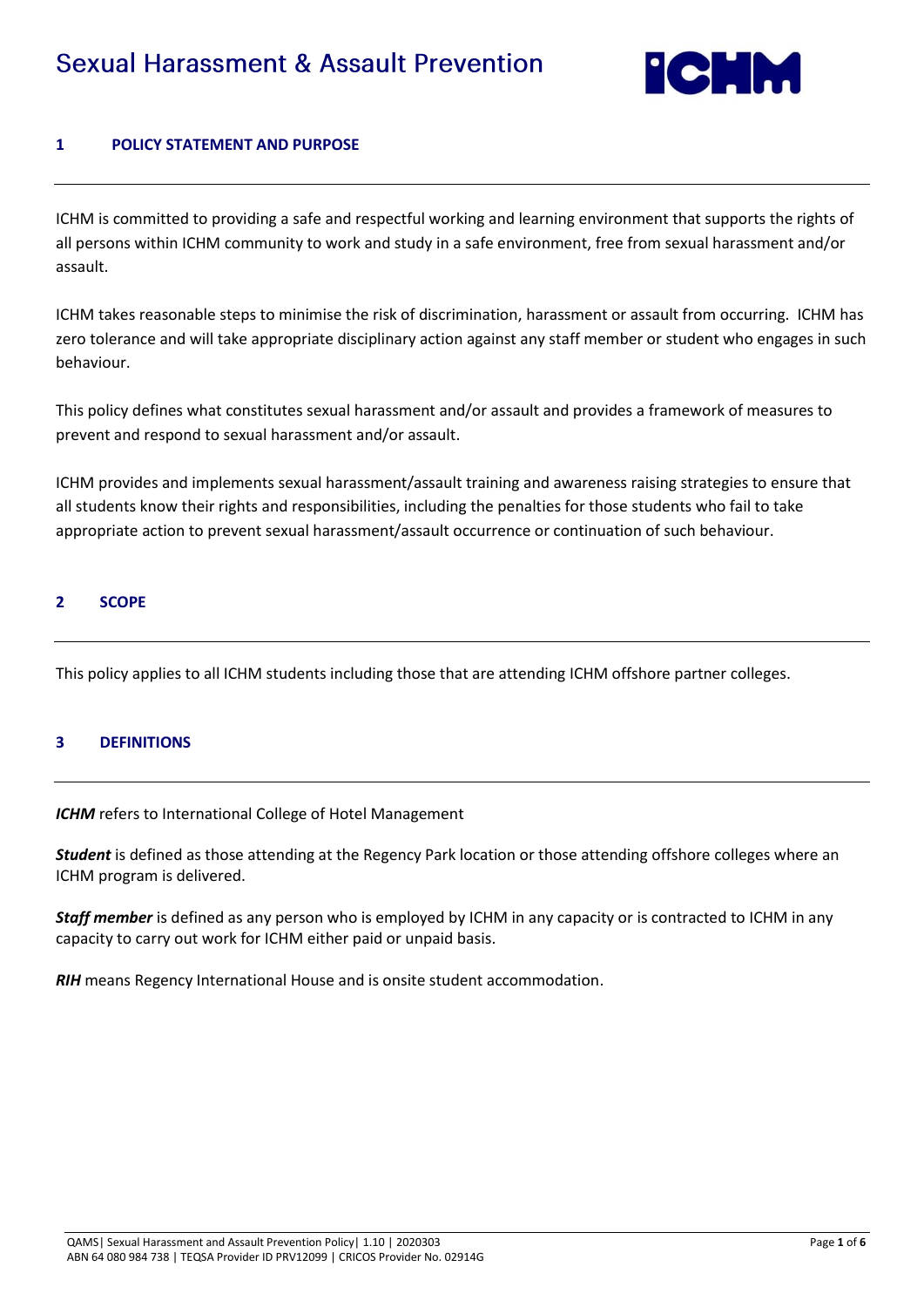# Sexual Harassment & Assault Prevention

## 1 POLICY STATEMENT AND PURPOSE

ICHM is committed to providing a safe and respectful working and learning environment that supports the rights of all persons within ICHM community to work and study in a safe environment, free from sexual harassment and/or assault.

ICHM takes reasonable steps to minimise the risk of discrimination, harassment or assault from occurring. ICHM has zero tolerance and will take appropriate disciplinary action against any staff member or student who engages in such behaviour.

This policy defines what constitutes sexual harassment and/or assault and provides a framework of measures to prevent and respond to sexual harassment and/or assault.

ICHM provides and implements sexual harassment/assault training and awareness raising strategies to ensure that all students know their rights and responsibilities, including the penalties for those students who fail to take appropriate action to prevent sexual harassment/assault occurrence or continuation of such behaviour.

## 2 SCOPE

This policy applies to all ICHM students including those that are attending ICHM offshore partner colleges.

## 3 DEFINITIONS

***ICHM*** refers to International College of Hotel Management

***Student*** is defined as those attending at the Regency Park location or those attending offshore colleges where an ICHM program is delivered.

***Staff member*** is defined as any person who is employed by ICHM in any capacity or is contracted to ICHM in any capacity to carry out work for ICHM either paid or unpaid basis.

***RIH*** means Regency International House and is onsite student accommodation.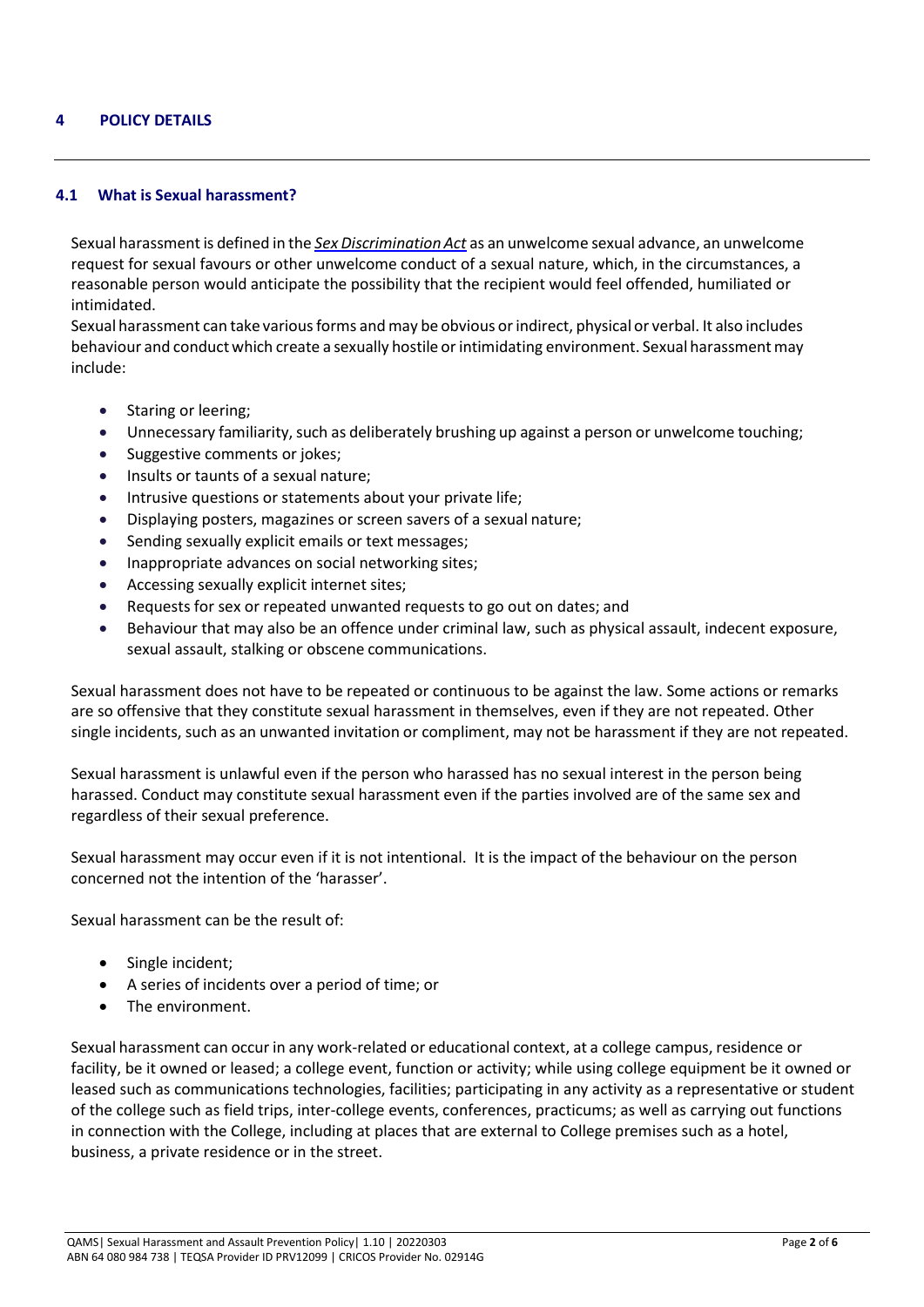## 4 POLICY DETAILS

### 4.1 What is Sexual harassment?

Sexual harassment is defined in the ***Sex Discrimination Act*** as an unwelcome sexual advance, an unwelcome request for sexual favours or other unwelcome conduct of a sexual nature, which, in the circumstances, a reasonable person would anticipate the possibility that the recipient would feel offended, humiliated or intimidated.

Sexual harassment can take various forms and may be obvious or indirect, physical or verbal. It also includes behaviour and conduct which create a sexually hostile or intimidating environment. Sexual harassment may include:

- Staring or leering;
- Unnecessary familiarity, such as deliberately brushing up against a person or unwelcome touching;
- Suggestive comments or jokes;
- Insults or taunts of a sexual nature;
- Intrusive questions or statements about your private life;
- Displaying posters, magazines or screen savers of a sexual nature;
- Sending sexually explicit emails or text messages;
- Inappropriate advances on social networking sites;
- Accessing sexually explicit internet sites;
- Requests for sex or repeated unwanted requests to go out on dates; and
- Behaviour that may also be an offence under criminal law, such as physical assault, indecent exposure, sexual assault, stalking or obscene communications.

Sexual harassment does not have to be repeated or continuous to be against the law. Some actions or remarks are so offensive that they constitute sexual harassment in themselves, even if they are not repeated. Other single incidents, such as an unwanted invitation or compliment, may not be harassment if they are not repeated.

Sexual harassment is unlawful even if the person who harassed has no sexual interest in the person being harassed. Conduct may constitute sexual harassment even if the parties involved are of the same sex and regardless of their sexual preference.

Sexual harassment may occur even if it is not intentional. It is the impact of the behaviour on the person concerned not the intention of the 'harasser'.

Sexual harassment can be the result of:

- Single incident;
- A series of incidents over a period of time; or
- The environment.

Sexual harassment can occur in any work-related or educational context, at a college campus, residence or facility, be it owned or leased; a college event, function or activity; while using college equipment be it owned or leased such as communications technologies, facilities; participating in any activity as a representative or student of the college such as field trips, inter-college events, conferences, practicums; as well as carrying out functions in connection with the College, including at places that are external to College premises such as a hotel, business, a private residence or in the street.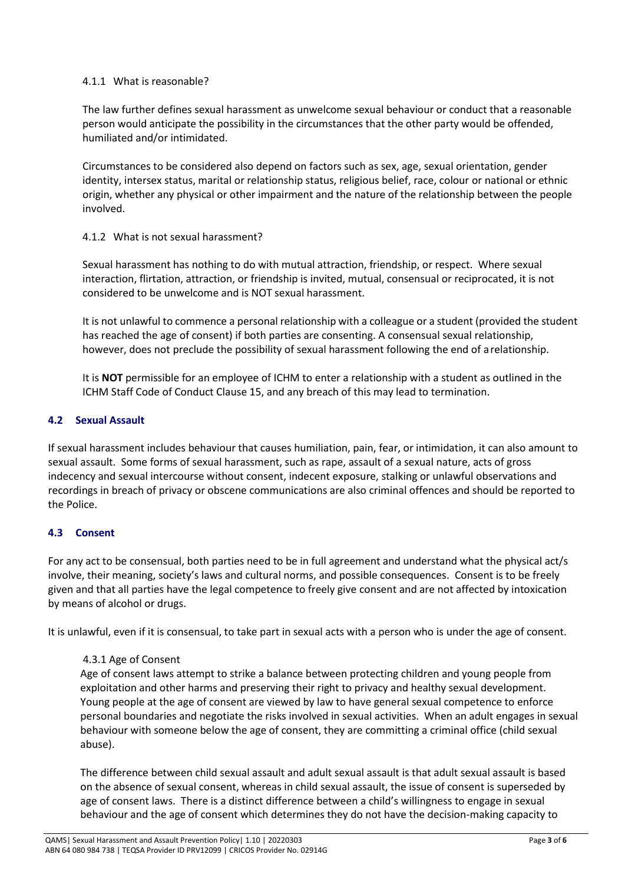#### 4.1.1 What is reasonable?

The law further defines sexual harassment as unwelcome sexual behaviour or conduct that a reasonable person would anticipate the possibility in the circumstances that the other party would be offended, humiliated and/or intimidated.

Circumstances to be considered also depend on factors such as sex, age, sexual orientation, gender identity, intersex status, marital or relationship status, religious belief, race, colour or national or ethnic origin, whether any physical or other impairment and the nature of the relationship between the people involved.

#### 4.1.2 What is not sexual harassment?

Sexual harassment has nothing to do with mutual attraction, friendship, or respect. Where sexual interaction, flirtation, attraction, or friendship is invited, mutual, consensual or reciprocated, it is not considered to be unwelcome and is NOT sexual harassment.

It is not unlawful to commence a personal relationship with a colleague or a student (provided the student has reached the age of consent) if both parties are consenting. A consensual sexual relationship, however, does not preclude the possibility of sexual harassment following the end of a relationship.

It is **NOT** permissible for an employee of ICHM to enter a relationship with a student as outlined in the ICHM Staff Code of Conduct Clause 15, and any breach of this may lead to termination.

### 4.2 Sexual Assault

If sexual harassment includes behaviour that causes humiliation, pain, fear, or intimidation, it can also amount to sexual assault. Some forms of sexual harassment, such as rape, assault of a sexual nature, acts of gross indecency and sexual intercourse without consent, indecent exposure, stalking or unlawful observations and recordings in breach of privacy or obscene communications are also criminal offences and should be reported to the Police.

### 4.3 Consent

For any act to be consensual, both parties need to be in full agreement and understand what the physical act/s involve, their meaning, society's laws and cultural norms, and possible consequences. Consent is to be freely given and that all parties have the legal competence to freely give consent and are not affected by intoxication by means of alcohol or drugs.

It is unlawful, even if it is consensual, to take part in sexual acts with a person who is under the age of consent.

#### 4.3.1 Age of Consent

Age of consent laws attempt to strike a balance between protecting children and young people from exploitation and other harms and preserving their right to privacy and healthy sexual development. Young people at the age of consent are viewed by law to have general sexual competence to enforce personal boundaries and negotiate the risks involved in sexual activities. When an adult engages in sexual behaviour with someone below the age of consent, they are committing a criminal office (child sexual abuse).

The difference between child sexual assault and adult sexual assault is that adult sexual assault is based on the absence of sexual consent, whereas in child sexual assault, the issue of consent is superseded by age of consent laws. There is a distinct difference between a child's willingness to engage in sexual behaviour and the age of consent which determines they do not have the decision-making capacity to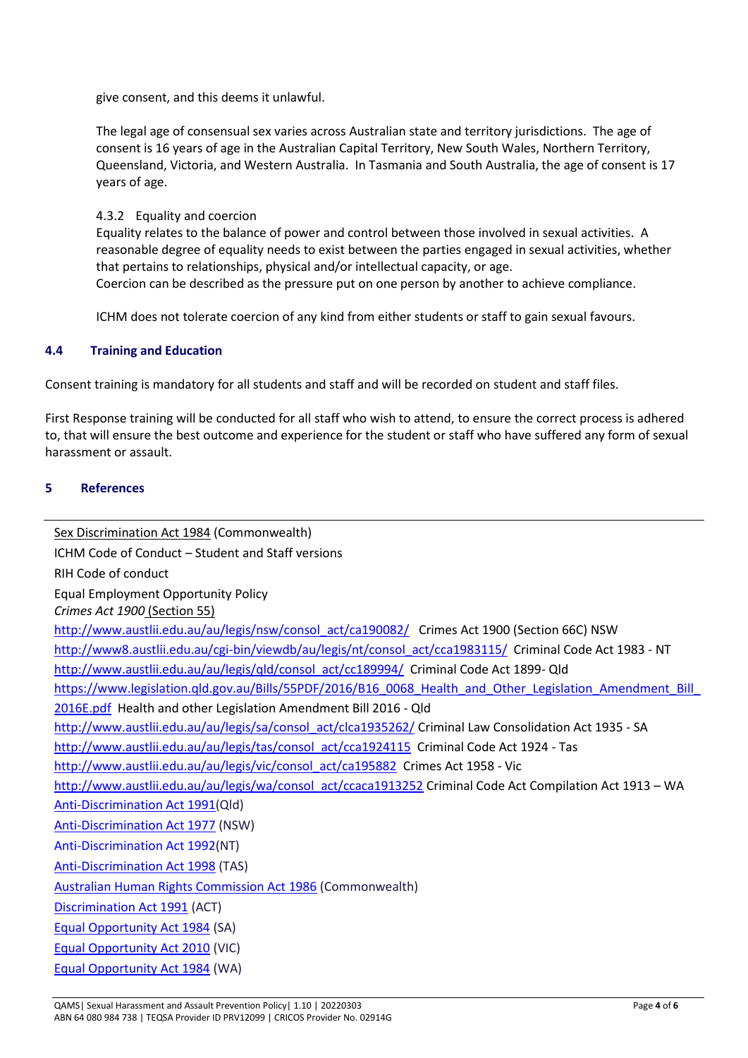give consent, and this deems it unlawful.

The legal age of consensual sex varies across Australian state and territory jurisdictions. The age of consent is 16 years of age in the Australian Capital Territory, New South Wales, Northern Territory, Queensland, Victoria, and Western Australia. In Tasmania and South Australia, the age of consent is 17 years of age.

4.3.2 Equality and coercion

Equality relates to the balance of power and control between those involved in sexual activities. A reasonable degree of equality needs to exist between the parties engaged in sexual activities, whether that pertains to relationships, physical and/or intellectual capacity, or age.
Coercion can be described as the pressure put on one person by another to achieve compliance.

ICHM does not tolerate coercion of any kind from either students or staff to gain sexual favours.

### 4.4 Training and Education

Consent training is mandatory for all students and staff and will be recorded on student and staff files.

First Response training will be conducted for all staff who wish to attend, to ensure the correct process is adhered to, that will ensure the best outcome and experience for the student or staff who have suffered any form of sexual harassment or assault.

## 5 References

Sex Discrimination Act 1984 (Commonwealth)
ICHM Code of Conduct – Student and Staff versions
RIH Code of conduct
Equal Employment Opportunity Policy
*Crimes Act 1900* (Section 55)
http://www.austlii.edu.au/au/legis/nsw/consol_act/ca190082/ Crimes Act 1900 (Section 66C) NSW
http://www8.austlii.edu.au/cgi-bin/viewdb/au/legis/nt/consol_act/cca1983115/ Criminal Code Act 1983 - NT
http://www.austlii.edu.au/au/legis/qld/consol_act/cc189994/ Criminal Code Act 1899- Qld
https://www.legislation.qld.gov.au/Bills/55PDF/2016/B16_0068_Health_and_Other_Legislation_Amendment_Bill_2016E.pdf Health and other Legislation Amendment Bill 2016 - Qld
http://www.austlii.edu.au/au/legis/sa/consol_act/clca1935262/ Criminal Law Consolidation Act 1935 - SA
http://www.austlii.edu.au/au/legis/tas/consol_act/cca1924115 Criminal Code Act 1924 - Tas
http://www.austlii.edu.au/au/legis/vic/consol_act/ca195882 Crimes Act 1958 - Vic
http://www.austlii.edu.au/au/legis/wa/consol_act/ccaca1913252 Criminal Code Act Compilation Act 1913 – WA
Anti-Discrimination Act 1991(Qld)
Anti-Discrimination Act 1977 (NSW)
Anti-Discrimination Act 1992(NT)
Anti-Discrimination Act 1998 (TAS)
Australian Human Rights Commission Act 1986 (Commonwealth)
Discrimination Act 1991 (ACT)
Equal Opportunity Act 1984 (SA)
Equal Opportunity Act 2010 (VIC)
Equal Opportunity Act 1984 (WA)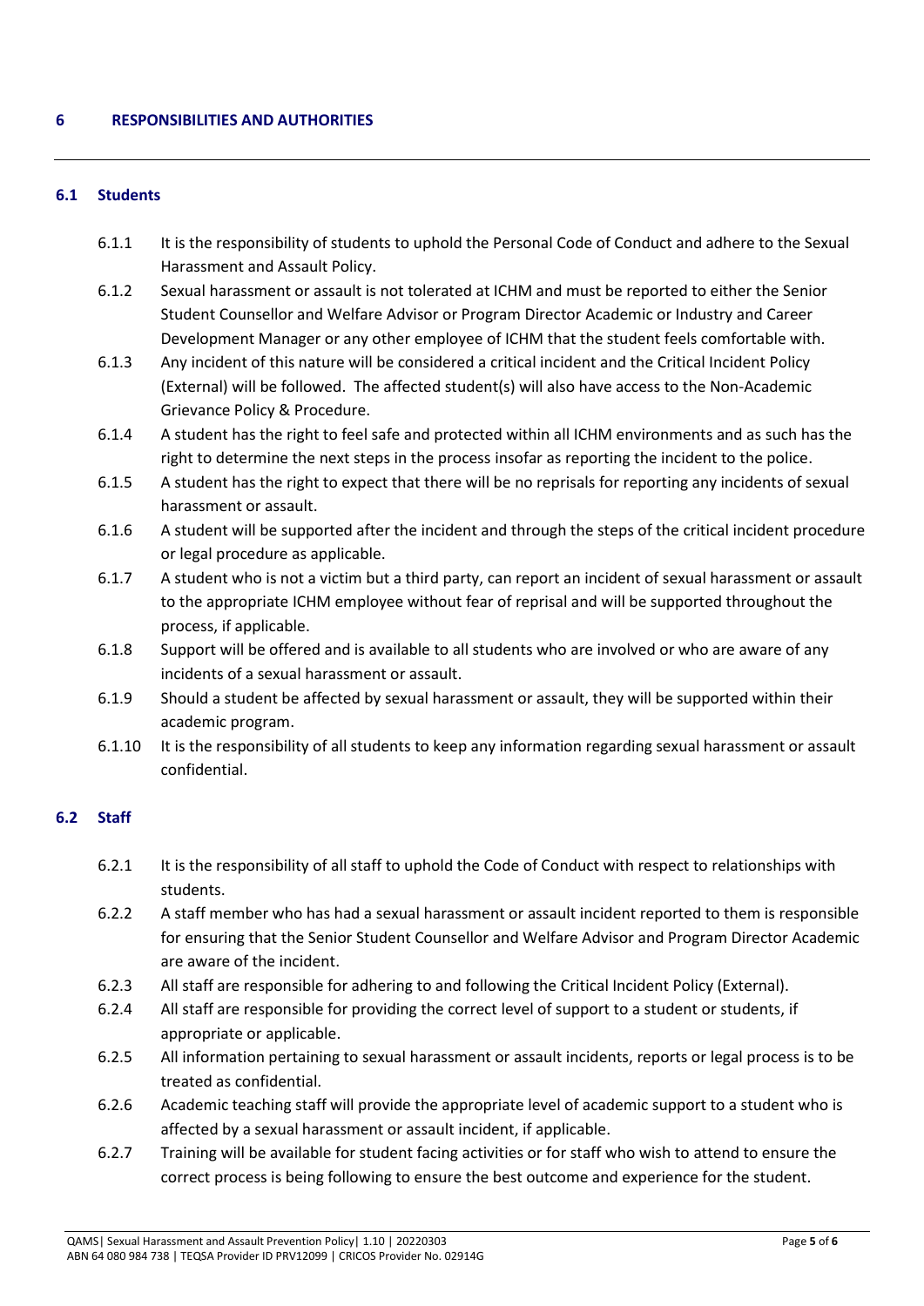## 6 RESPONSIBILITIES AND AUTHORITIES

### 6.1 Students

6.1.1 It is the responsibility of students to uphold the Personal Code of Conduct and adhere to the Sexual Harassment and Assault Policy.

6.1.2 Sexual harassment or assault is not tolerated at ICHM and must be reported to either the Senior Student Counsellor and Welfare Advisor or Program Director Academic or Industry and Career Development Manager or any other employee of ICHM that the student feels comfortable with.

6.1.3 Any incident of this nature will be considered a critical incident and the Critical Incident Policy (External) will be followed. The affected student(s) will also have access to the Non-Academic Grievance Policy & Procedure.

6.1.4 A student has the right to feel safe and protected within all ICHM environments and as such has the right to determine the next steps in the process insofar as reporting the incident to the police.

6.1.5 A student has the right to expect that there will be no reprisals for reporting any incidents of sexual harassment or assault.

6.1.6 A student will be supported after the incident and through the steps of the critical incident procedure or legal procedure as applicable.

6.1.7 A student who is not a victim but a third party, can report an incident of sexual harassment or assault to the appropriate ICHM employee without fear of reprisal and will be supported throughout the process, if applicable.

6.1.8 Support will be offered and is available to all students who are involved or who are aware of any incidents of a sexual harassment or assault.

6.1.9 Should a student be affected by sexual harassment or assault, they will be supported within their academic program.

6.1.10 It is the responsibility of all students to keep any information regarding sexual harassment or assault confidential.

### 6.2 Staff

6.2.1 It is the responsibility of all staff to uphold the Code of Conduct with respect to relationships with students.

6.2.2 A staff member who has had a sexual harassment or assault incident reported to them is responsible for ensuring that the Senior Student Counsellor and Welfare Advisor and Program Director Academic are aware of the incident.

6.2.3 All staff are responsible for adhering to and following the Critical Incident Policy (External).

6.2.4 All staff are responsible for providing the correct level of support to a student or students, if appropriate or applicable.

6.2.5 All information pertaining to sexual harassment or assault incidents, reports or legal process is to be treated as confidential.

6.2.6 Academic teaching staff will provide the appropriate level of academic support to a student who is affected by a sexual harassment or assault incident, if applicable.

6.2.7 Training will be available for student facing activities or for staff who wish to attend to ensure the correct process is being following to ensure the best outcome and experience for the student.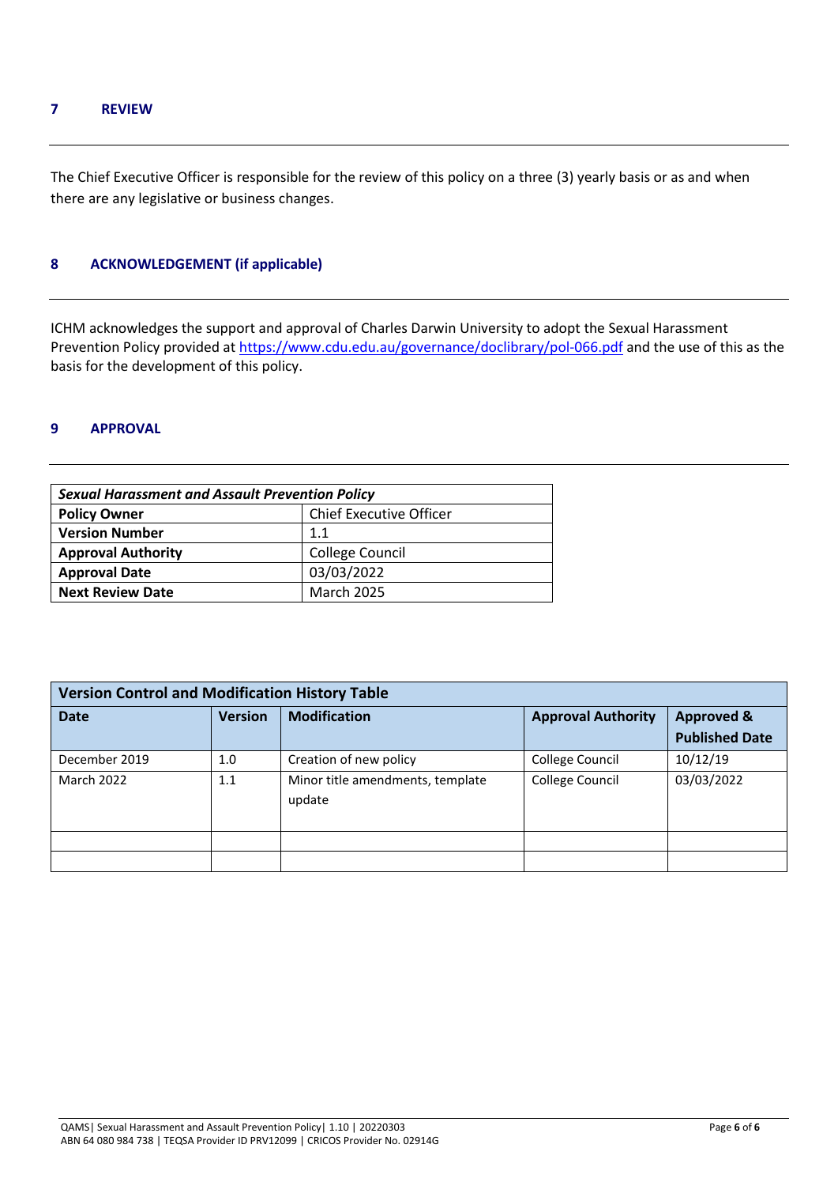## 7 REVIEW

The Chief Executive Officer is responsible for the review of this policy on a three (3) yearly basis or as and when there are any legislative or business changes.

## 8 ACKNOWLEDGEMENT (if applicable)

ICHM acknowledges the support and approval of Charles Darwin University to adopt the Sexual Harassment Prevention Policy provided at https://www.cdu.edu.au/governance/doclibrary/pol-066.pdf and the use of this as the basis for the development of this policy.

## 9 APPROVAL

| ***Sexual Harassment and Assault Prevention Policy*** | |
|---|---|
| **Policy Owner** | Chief Executive Officer |
| **Version Number** | 1.1 |
| **Approval Authority** | College Council |
| **Approval Date** | 03/03/2022 |
| **Next Review Date** | March 2025 |

| **Version Control and Modification History Table** | | | | |
|---|---|---|---|---|
| **Date** | **Version** | **Modification** | **Approval Authority** | **Approved & Published Date** |
| December 2019 | 1.0 | Creation of new policy | College Council | 10/12/19 |
| March 2022 | 1.1 | Minor title amendments, template update | College Council | 03/03/2022 |
| | | | | |
| | | | | |